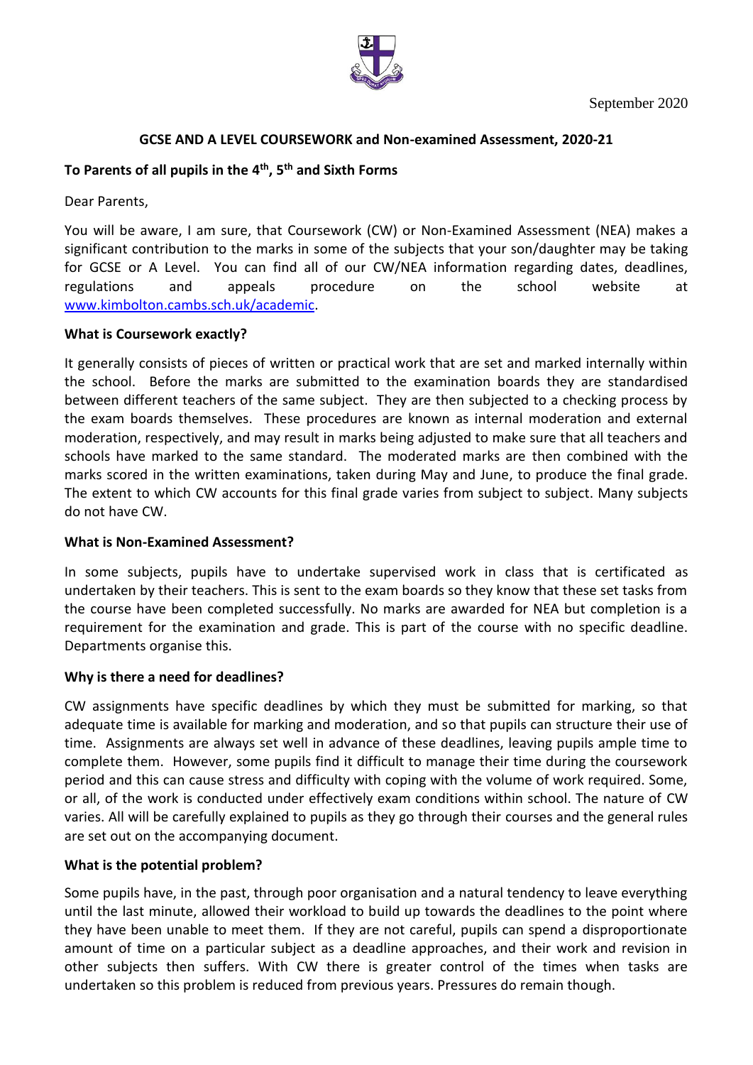September 2020

**GCSE AND A LEVEL COURSEWORK and Non-examined Assessment, 2020-21**

**To Parents of all pupils in the 4th, 5th and Sixth Forms**

Dear Parents,

You will be aware, I am sure, that Coursework (CW) or Non-Examined Assessment (NEA) makes a significant contribution to the marks in some of the subjects that your son/daughter may be taking for GCSE or A Level. You can find all of our CW/NEA information regarding dates, deadlines, regulations and appeals procedure on the school website at [www.kimbolton.cambs.sch.uk/academic](http://www.kimbolton.cambs.sch.uk/academic).

**What is Coursework exactly?**

It generally consists of pieces of written or practical work that are set and marked internally within the school. Before the marks are submitted to the examination boards they are standardised between different teachers of the same subject. They are then subjected to a checking process by the exam boards themselves. These procedures are known as internal moderation and external moderation, respectively, and may result in marks being adjusted to make sure that all teachers and schools have marked to the same standard. The moderated marks are then combined with the marks scored in the written examinations, taken during May and June, to produce the final grade. The extent to which CW accounts for this final grade varies from subject to subject. Many subjects do not have CW.

**What is Non-Examined Assessment?**

In some subjects, pupils have to undertake supervised work in class that is certificated as undertaken by their teachers. This is sent to the exam boards so they know that these set tasks from the course have been completed successfully. No marks are awarded for NEA but completion is a requirement for the examination and grade. This is part of the course with no specific deadline. Departments organise this.

**Why is there a need for deadlines?**

CW assignments have specific deadlines by which they must be submitted for marking, so that adequate time is available for marking and moderation, and so that pupils can structure their use of time. Assignments are always set well in advance of these deadlines, leaving pupils ample time to complete them. However, some pupils find it difficult to manage their time during the coursework period and this can cause stress and difficulty with coping with the volume of work required. Some, or all, of the work is conducted under effectively exam conditions within school. The nature of CW varies. All will be carefully explained to pupils as they go through their courses and the general rules are set out on the accompanying document.

**What is the potential problem?**

Some pupils have, in the past, through poor organisation and a natural tendency to leave everything until the last minute, allowed their workload to build up towards the deadlines to the point where they have been unable to meet them. If they are not careful, pupils can spend a disproportionate amount of time on a particular subject as a deadline approaches, and their work and revision in other subjects then suffers. With CW there is greater control of the times when tasks are undertaken so this problem is reduced from previous years. Pressures do remain though.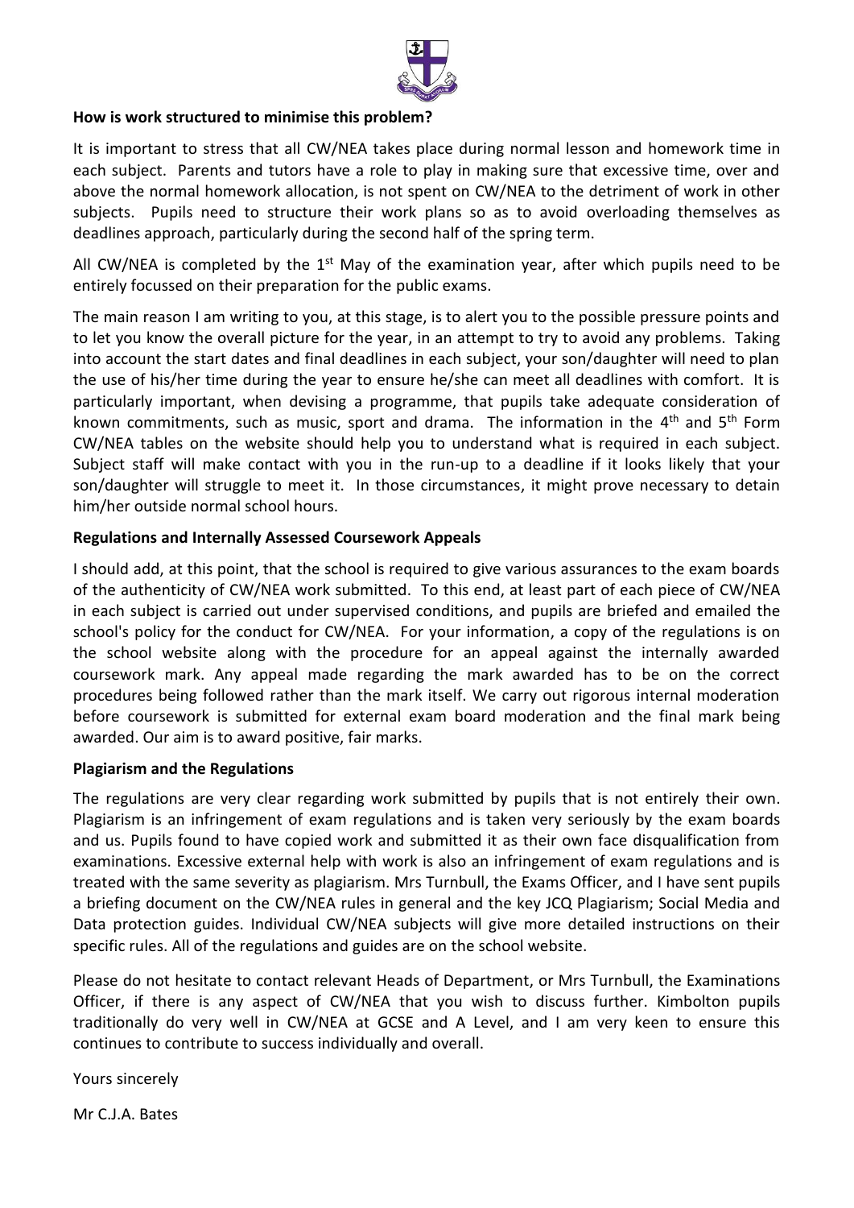**How is work structured to minimise this problem?**

It is important to stress that all CW/NEA takes place during normal lesson and homework time in each subject. Parents and tutors have a role to play in making sure that excessive time, over and above the normal homework allocation, is not spent on CW/NEA to the detriment of work in other subjects. Pupils need to structure their work plans so as to avoid overloading themselves as deadlines approach, particularly during the second half of the spring term.

All CW/NEA is completed by the 1st May of the examination year, after which pupils need to be entirely focussed on their preparation for the public exams.

The main reason I am writing to you, at this stage, is to alert you to the possible pressure points and to let you know the overall picture for the year, in an attempt to try to avoid any problems. Taking into account the start dates and final deadlines in each subject, your son/daughter will need to plan the use of his/her time during the year to ensure he/she can meet all deadlines with comfort. It is particularly important, when devising a programme, that pupils take adequate consideration of known commitments, such as music, sport and drama. The information in the 4th and 5th Form CW/NEA tables on the website should help you to understand what is required in each subject. Subject staff will make contact with you in the run-up to a deadline if it looks likely that your son/daughter will struggle to meet it. In those circumstances, it might prove necessary to detain him/her outside normal school hours.

**Regulations and Internally Assessed Coursework Appeals**

I should add, at this point, that the school is required to give various assurances to the exam boards of the authenticity of CW/NEA work submitted. To this end, at least part of each piece of CW/NEA in each subject is carried out under supervised conditions, and pupils are briefed and emailed the school's policy for the conduct for CW/NEA. For your information, a copy of the regulations is on the school website along with the procedure for an appeal against the internally awarded coursework mark. Any appeal made regarding the mark awarded has to be on the correct procedures being followed rather than the mark itself. We carry out rigorous internal moderation before coursework is submitted for external exam board moderation and the final mark being awarded. Our aim is to award positive, fair marks.

**Plagiarism and the Regulations**

The regulations are very clear regarding work submitted by pupils that is not entirely their own. Plagiarism is an infringement of exam regulations and is taken very seriously by the exam boards and us. Pupils found to have copied work and submitted it as their own face disqualification from examinations. Excessive external help with work is also an infringement of exam regulations and is treated with the same severity as plagiarism. Mrs Turnbull, the Exams Officer, and I have sent pupils a briefing document on the CW/NEA rules in general and the key JCQ Plagiarism; Social Media and Data protection guides. Individual CW/NEA subjects will give more detailed instructions on their specific rules. All of the regulations and guides are on the school website.

Please do not hesitate to contact relevant Heads of Department, or Mrs Turnbull, the Examinations Officer, if there is any aspect of CW/NEA that you wish to discuss further. Kimbolton pupils traditionally do very well in CW/NEA at GCSE and A Level, and I am very keen to ensure this continues to contribute to success individually and overall.

Yours sincerely

Mr C.J.A. Bates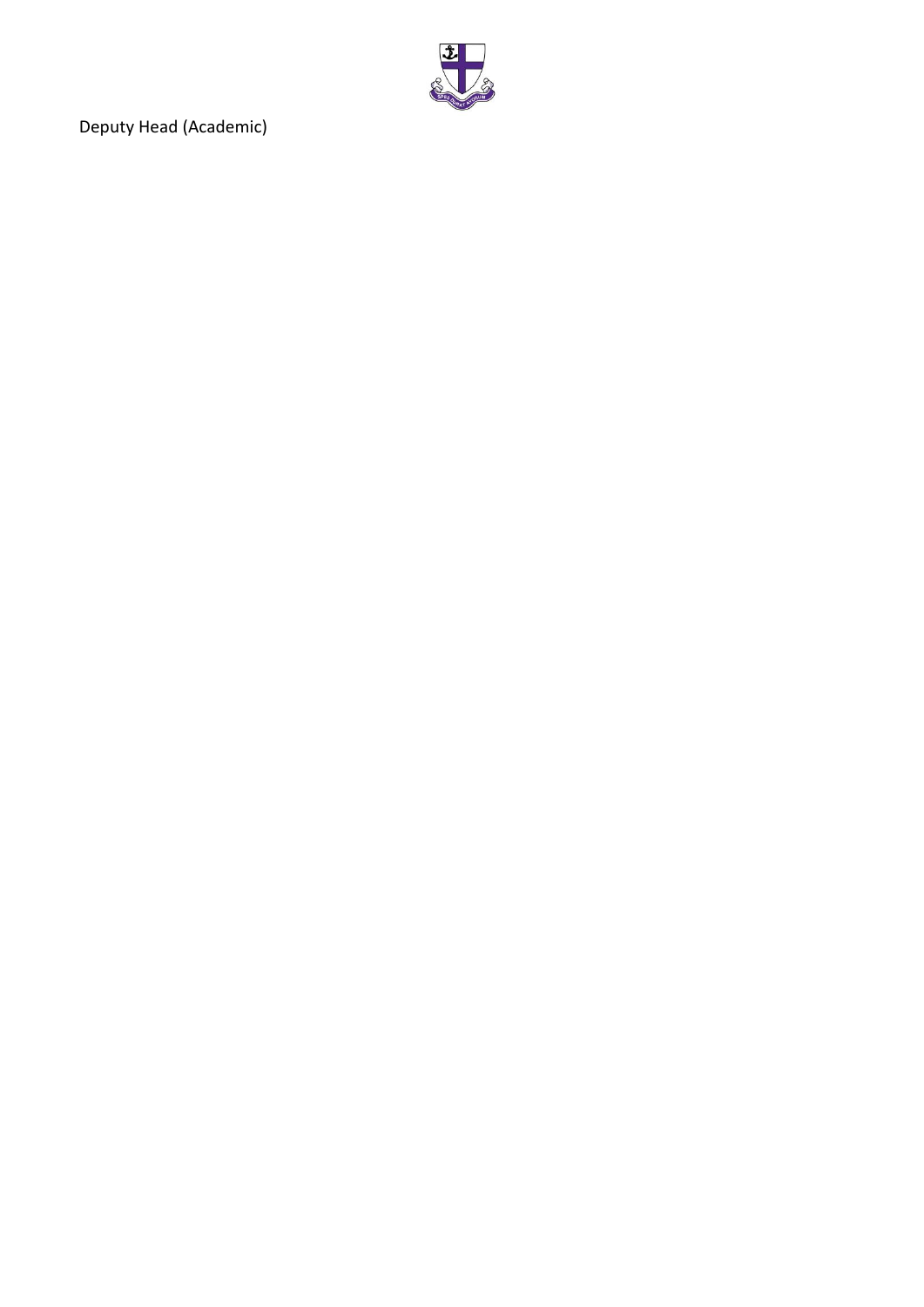Deputy Head (Academic)